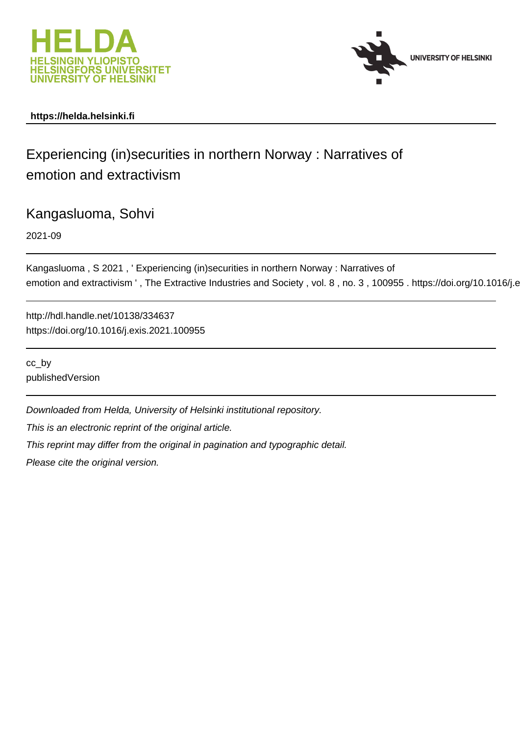https://helda.helsinki.fi

# Experiencing (in)securities in northern Norway : Narratives of emotion and extractivism

Kangasluoma, Sohvi

2021-09

Kangasluoma , S 2021 , ' Experiencing (in)securities in northern Norway : Narratives of emotion and extractivism ' , The Extractive Industries and Society , vol. 8 , no. 3 , 100955 . https://doi.org/10.1016/j.e

http://hdl.handle.net/10138/334637
https://doi.org/10.1016/j.exis.2021.100955

cc_by
publishedVersion

*Downloaded from Helda, University of Helsinki institutional repository.*

*This is an electronic reprint of the original article.*

*This reprint may differ from the original in pagination and typographic detail.*

*Please cite the original version.*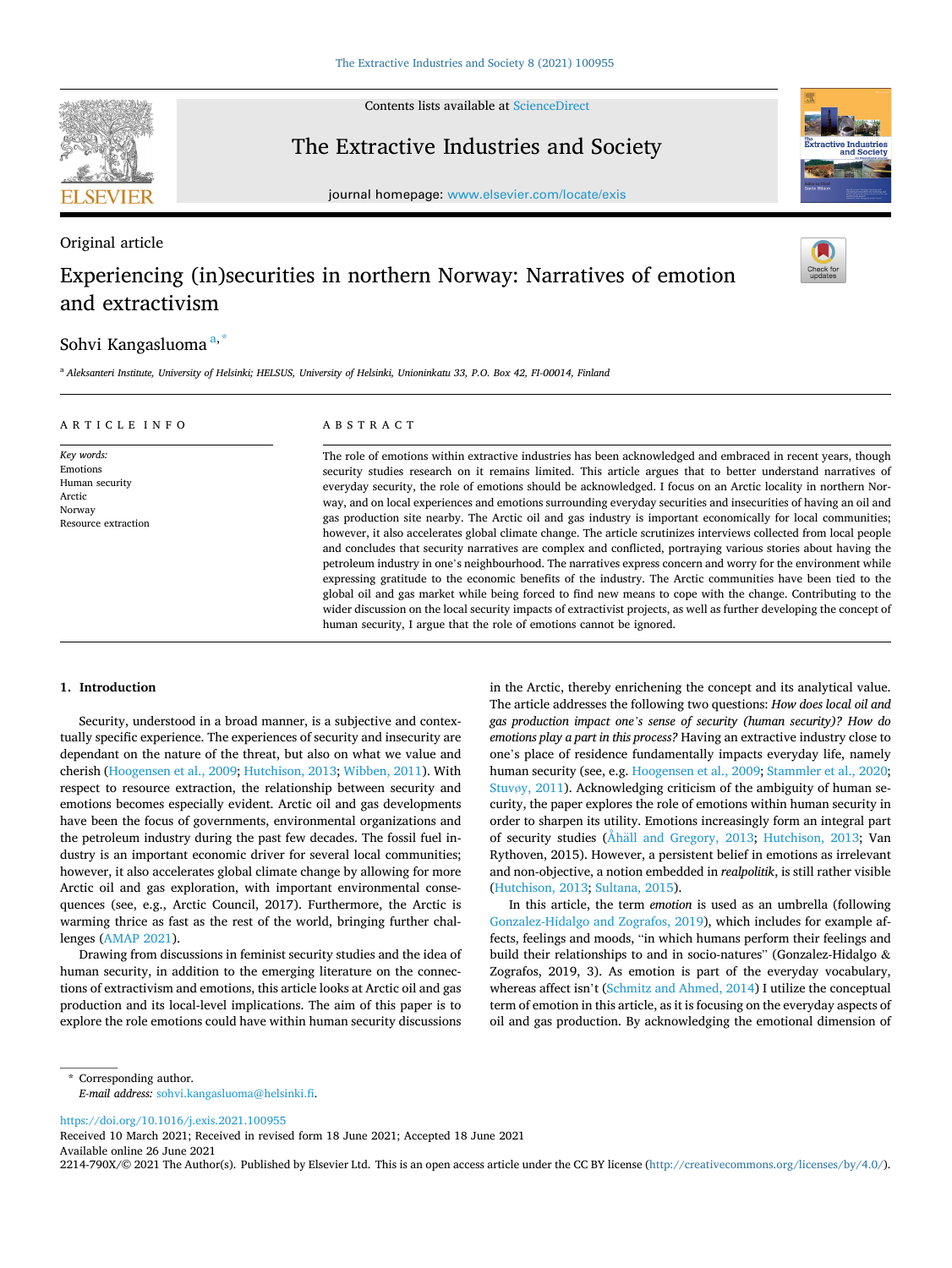Original article

# Experiencing (in)securities in northern Norway: Narratives of emotion and extractivism

Sohvi Kangasluoma [a,*]

[a] Aleksanteri Institute, University of Helsinki; HELSUS, University of Helsinki, Unioninkatu 33, P.O. Box 42, FI-00014, Finland

## ARTICLE INFO

*Key words:*
Emotions
Human security
Arctic
Norway
Resource extraction

## ABSTRACT

The role of emotions within extractive industries has been acknowledged and embraced in recent years, though security studies research on it remains limited. This article argues that to better understand narratives of everyday security, the role of emotions should be acknowledged. I focus on an Arctic locality in northern Norway, and on local experiences and emotions surrounding everyday securities and insecurities of having an oil and gas production site nearby. The Arctic oil and gas industry is important economically for local communities; however, it also accelerates global climate change. The article scrutinizes interviews collected from local people and concludes that security narratives are complex and conflicted, portraying various stories about having the petroleum industry in one's neighbourhood. The narratives express concern and worry for the environment while expressing gratitude to the economic benefits of the industry. The Arctic communities have been tied to the global oil and gas market while being forced to find new means to cope with the change. Contributing to the wider discussion on the local security impacts of extractivist projects, as well as further developing the concept of human security, I argue that the role of emotions cannot be ignored.

## 1. Introduction

Security, understood in a broad manner, is a subjective and contextually specific experience. The experiences of security and insecurity are dependant on the nature of the threat, but also on what we value and cherish (Hoogensen et al., 2009; Hutchison, 2013; Wibben, 2011). With respect to resource extraction, the relationship between security and emotions becomes especially evident. Arctic oil and gas developments have been the focus of governments, environmental organizations and the petroleum industry during the past few decades. The fossil fuel industry is an important economic driver for several local communities; however, it also accelerates global climate change by allowing for more Arctic oil and gas exploration, with important environmental consequences (see, e.g., Arctic Council, 2017). Furthermore, the Arctic is warming thrice as fast as the rest of the world, bringing further challenges (AMAP 2021).

Drawing from discussions in feminist security studies and the idea of human security, in addition to the emerging literature on the connections of extractivism and emotions, this article looks at Arctic oil and gas production and its local-level implications. The aim of this paper is to explore the role emotions could have within human security discussions in the Arctic, thereby enriching the concept and its analytical value. The article addresses the following two questions: *How does local oil and gas production impact one's sense of security (human security)? How do emotions play a part in this process?* Having an extractive industry close to one's place of residence fundamentally impacts everyday life, namely human security (see, e.g. Hoogensen et al., 2009; Stammler et al., 2020; Stuvøy, 2011). Acknowledging criticism of the ambiguity of human security, the paper explores the role of emotions within human security in order to sharpen its utility. Emotions increasingly form an integral part of security studies (Åhäll and Gregory, 2013; Hutchison, 2013; Van Rythoven, 2015). However, a persistent belief in emotions as irrelevant and non-objective, a notion embedded in *realpolitik*, is still rather visible (Hutchison, 2013; Sultana, 2015).

In this article, the term *emotion* is used as an umbrella (following Gonzalez-Hidalgo and Zografos, 2019), which includes for example affects, feelings and moods, "in which humans perform their feelings and build their relationships to and in socio-natures" (Gonzalez-Hidalgo & Zografos, 2019, 3). As emotion is part of the everyday vocabulary, whereas affect isn't (Schmitz and Ahmed, 2014) I utilize the conceptual term of emotion in this article, as it is focusing on the everyday aspects of oil and gas production. By acknowledging the emotional dimension of

* Corresponding author.
*E-mail address:* sohvi.kangasluoma@helsinki.fi.

https://doi.org/10.1016/j.exis.2021.100955
Received 10 March 2021; Received in revised form 18 June 2021; Accepted 18 June 2021
Available online 26 June 2021
2214-790X/© 2021 The Author(s). Published by Elsevier Ltd. This is an open access article under the CC BY license (http://creativecommons.org/licenses/by/4.0/).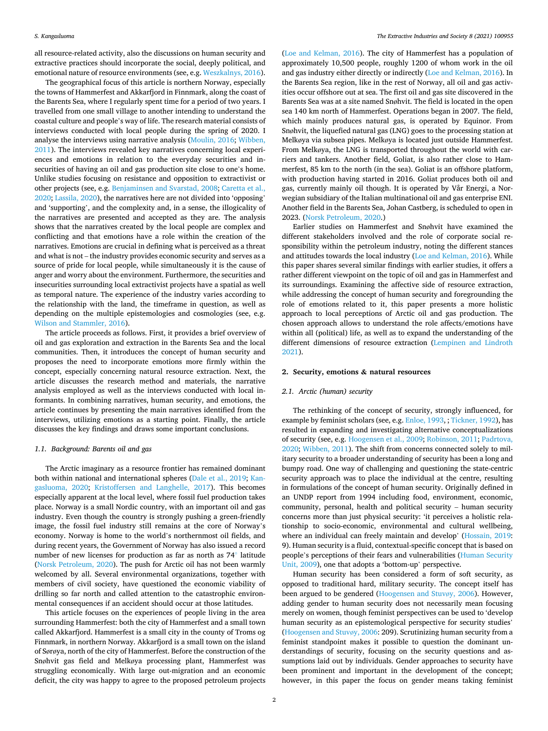all resource-related activity, also the discussions on human security and extractive practices should incorporate the social, deeply political, and emotional nature of resource environments (see, e.g. Weszkalnys, 2016).

The geographical focus of this article is northern Norway, especially the towns of Hammerfest and Akkarfjord in Finnmark, along the coast of the Barents Sea, where I regularly spent time for a period of two years. I travelled from one small village to another intending to understand the coastal culture and people's way of life. The research material consists of interviews conducted with local people during the spring of 2020. I analyse the interviews using narrative analysis (Moulin, 2016; Wibben, 2011). The interviews revealed key narratives concerning local experiences and emotions in relation to the everyday securities and insecurities of having an oil and gas production site close to one's home. Unlike studies focusing on resistance and opposition to extractivist or other projects (see, e.g. Benjaminsen and Svarstad, 2008; Caretta et al., 2020; Lassila, 2020), the narratives here are not divided into 'opposing' and 'supporting', and the complexity and, in a sense, the illogicality of the narratives are presented and accepted as they are. The analysis shows that the narratives created by the local people are complex and conflicting and that emotions have a role within the creation of the narratives. Emotions are crucial in defining what is perceived as a threat and what is not – the industry provides economic security and serves as a source of pride for local people, while simultaneously it is the cause of anger and worry about the environment. Furthermore, the securities and insecurities surrounding local extractivist projects have a spatial as well as temporal nature. The experience of the industry varies according to the relationship with the land, the timeframe in question, as well as depending on the multiple epistemologies and cosmologies (see, e.g. Wilson and Stammler, 2016).

The article proceeds as follows. First, it provides a brief overview of oil and gas exploration and extraction in the Barents Sea and the local communities. Then, it introduces the concept of human security and proposes the need to incorporate emotions more firmly within the concept, especially concerning natural resource extraction. Next, the article discusses the research method and materials, the narrative analysis employed as well as the interviews conducted with local informants. In combining narratives, human security, and emotions, the article continues by presenting the main narratives identified from the interviews, utilizing emotions as a starting point. Finally, the article discusses the key findings and draws some important conclusions.

### 1.1. Background: Barents oil and gas

The Arctic imaginary as a resource frontier has remained dominant both within national and international spheres (Dale et al., 2019; Kangasluoma, 2020; Kristoffersen and Langhelle, 2017). This becomes especially apparent at the local level, where fossil fuel production takes place. Norway is a small Nordic country, with an important oil and gas industry. Even though the country is strongly pushing a green-friendly image, the fossil fuel industry still remains at the core of Norway's economy. Norway is home to the world's northernmost oil fields, and during recent years, the Government of Norway has also issued a record number of new licenses for production as far as north as 74° latitude (Norsk Petroleum, 2020). The push for Arctic oil has not been warmly welcomed by all. Several environmental organizations, together with members of civil society, have questioned the economic viability of drilling so far north and called attention to the catastrophic environmental consequences if an accident should occur at those latitudes.

This article focuses on the experiences of people living in the area surrounding Hammerfest: both the city of Hammerfest and a small town called Akkarfjord. Hammerfest is a small city in the county of Troms og Finnmark, in northern Norway. Akkarfjord is a small town on the island of Sørøya, north of the city of Hammerfest. Before the construction of the Snøhvit gas field and Melkøya processing plant, Hammerfest was struggling economically. With large out-migration and an economic deficit, the city was happy to agree to the proposed petroleum projects (Loe and Kelman, 2016). The city of Hammerfest has a population of approximately 10,500 people, roughly 1200 of whom work in the oil and gas industry either directly or indirectly (Loe and Kelman, 2016). In the Barents Sea region, like in the rest of Norway, all oil and gas activities occur offshore out at sea. The first oil and gas site discovered in the Barents Sea was at a site named Snøhvit. The field is located in the open sea 140 km north of Hammerfest. Operations began in 2007. The field, which mainly produces natural gas, is operated by Equinor. From Snøhvit, the liquefied natural gas (LNG) goes to the processing station at Melkøya via subsea pipes. Melkøya is located just outside Hammerfest. From Melkøya, the LNG is transported throughout the world with carriers and tankers. Another field, Goliat, is also rather close to Hammerfest, 85 km to the north (in the sea). Goliat is an offshore platform, with production having started in 2016. Goliat produces both oil and gas, currently mainly oil though. It is operated by Vår Energi, a Norwegian subsidiary of the Italian multinational oil and gas enterprise ENI. Another field in the Barents Sea, Johan Castberg, is scheduled to open in 2023. (Norsk Petroleum, 2020.)

Earlier studies on Hammerfest and Snøhvit have examined the different stakeholders involved and the role of corporate social responsibility within the petroleum industry, noting the different stances and attitudes towards the local industry (Loe and Kelman, 2016). While this paper shares several similar findings with earlier studies, it offers a rather different viewpoint on the topic of oil and gas in Hammerfest and its surroundings. Examining the affective side of resource extraction, while addressing the concept of human security and foregrounding the role of emotions related to it, this paper presents a more holistic approach to local perceptions of Arctic oil and gas production. The chosen approach allows to understand the role affects/emotions have within all (political) life, as well as to expand the understanding of the different dimensions of resource extraction (Lempinen and Lindroth 2021).

## 2. Security, emotions & natural resources

### 2.1. Arctic (human) security

The rethinking of the concept of security, strongly influenced, for example by feminist scholars (see, e.g. Enloe, 1993, ; Tickner, 1992), has resulted in expanding and investigating alternative conceptualizations of security (see, e.g. Hoogensen et al., 2009; Robinson, 2011; Padrtova, 2020; Wibben, 2011). The shift from concerns connected solely to military security to a broader understanding of security has been a long and bumpy road. One way of challenging and questioning the state-centric security approach was to place the individual at the centre, resulting in formulations of the concept of human security. Originally defined in an UNDP report from 1994 including food, environment, economic, community, personal, health and political security – human security concerns more than just physical security: 'it perceives a holistic relationship to socio-economic, environmental and cultural wellbeing, where an individual can freely maintain and develop' (Hossain, 2019: 9). Human security is a fluid, contextual-specific concept that is based on people's perceptions of their fears and vulnerabilities (Human Security Unit, 2009), one that adopts a 'bottom-up' perspective.

Human security has been considered a form of soft security, as opposed to traditional hard, military security. The concept itself has been argued to be gendered (Hoogensen and Stuvøy, 2006). However, adding gender to human security does not necessarily mean focusing merely on women, though feminist perspectives can be used to 'develop human security as an epistemological perspective for security studies' (Hoogensen and Stuvøy, 2006: 209). Scrutinizing human security from a feminist standpoint makes it possible to question the dominant understandings of security, focusing on the security questions and assumptions laid out by individuals. Gender approaches to security have been prominent and important in the development of the concept; however, in this paper the focus on gender means taking feminist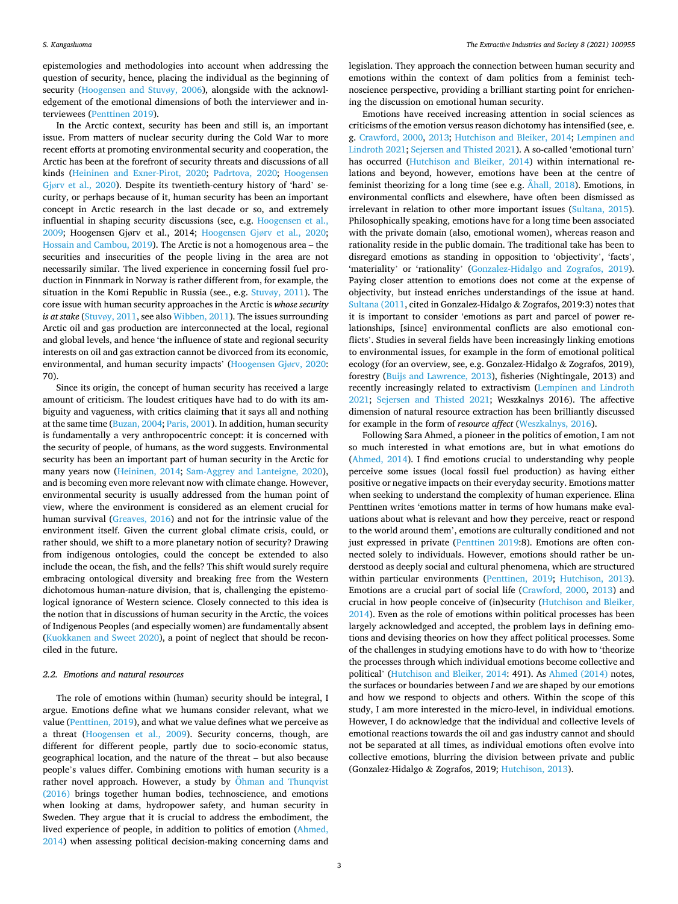epistemologies and methodologies into account when addressing the question of security, hence, placing the individual as the beginning of security (Hoogensen and Stuvøy, 2006), alongside with the acknowledgement of the emotional dimensions of both the interviewer and interviewees (Penttinen 2019).

In the Arctic context, security has been and still is, an important issue. From matters of nuclear security during the Cold War to more recent efforts at promoting environmental security and cooperation, the Arctic has been at the forefront of security threats and discussions of all kinds (Heininen and Exner-Pirot, 2020; Padrtova, 2020; Hoogensen Gjørv et al., 2020). Despite its twentieth-century history of 'hard' security, or perhaps because of it, human security has been an important concept in Arctic research in the last decade or so, and extremely influential in shaping security discussions (see, e.g. Hoogensen et al., 2009; Hoogensen Gjørv et al., 2014; Hoogensen Gjørv et al., 2020; Hossain and Cambou, 2019). The Arctic is not a homogenous area – the securities and insecurities of the people living in the area are not necessarily similar. The lived experience in concerning fossil fuel production in Finnmark in Norway is rather different from, for example, the situation in the Komi Republic in Russia (see., e.g. Stuvøy, 2011). The core issue with human security approaches in the Arctic is *whose security is at stake* (Stuvøy, 2011, see also Wibben, 2011). The issues surrounding Arctic oil and gas production are interconnected at the local, regional and global levels, and hence 'the influence of state and regional security interests on oil and gas extraction cannot be divorced from its economic, environmental, and human security impacts' (Hoogensen Gjørv, 2020: 70).

Since its origin, the concept of human security has received a large amount of criticism. The loudest critiques have had to do with its ambiguity and vagueness, with critics claiming that it says all and nothing at the same time (Buzan, 2004; Paris, 2001). In addition, human security is fundamentally a very anthropocentric concept: it is concerned with the security of people, of humans, as the word suggests. Environmental security has been an important part of human security in the Arctic for many years now (Heininen, 2014; Sam-Aggrey and Lanteigne, 2020), and is becoming even more relevant now with climate change. However, environmental security is usually addressed from the human point of view, where the environment is considered as an element crucial for human survival (Greaves, 2016) and not for the intrinsic value of the environment itself. Given the current global climate crisis, could, or rather should, we shift to a more planetary notion of security? Drawing from indigenous ontologies, could the concept be extended to also include the ocean, the fish, and the fells? This shift would surely require embracing ontological diversity and breaking free from the Western dichotomous human-nature division, that is, challenging the epistemological ignorance of Western science. Closely connected to this idea is the notion that in discussions of human security in the Arctic, the voices of Indigenous Peoples (and especially women) are fundamentally absent (Kuokkanen and Sweet 2020), a point of neglect that should be reconciled in the future.

### 2.2. Emotions and natural resources

The role of emotions within (human) security should be integral, I argue. Emotions define what we humans consider relevant, what we value (Penttinen, 2019), and what we value defines what we perceive as a threat (Hoogensen et al., 2009). Security concerns, though, are different for different people, partly due to socio-economic status, geographical location, and the nature of the threat – but also because people's values differ. Combining emotions with human security is a rather novel approach. However, a study by Öhman and Thunqvist (2016) brings together human bodies, technoscience, and emotions when looking at dams, hydropower safety, and human security in Sweden. They argue that it is crucial to address the embodiment, the lived experience of people, in addition to politics of emotion (Ahmed, 2014) when assessing political decision-making concerning dams and legislation. They approach the connection between human security and emotions within the context of dam politics from a feminist technoscience perspective, providing a brilliant starting point for enriching the discussion on emotional human security.

Emotions have received increasing attention in social sciences as criticisms of the emotion versus reason dichotomy has intensified (see, e.g. Crawford, 2000, 2013; Hutchison and Bleiker, 2014; Lempinen and Lindroth 2021; Sejersen and Thisted 2021). A so-called 'emotional turn' has occurred (Hutchison and Bleiker, 2014) within international relations and beyond, however, emotions have been at the centre of feminist theorizing for a long time (see e.g. Åhall, 2018). Emotions, in environmental conflicts and elsewhere, have often been dismissed as irrelevant in relation to other more important issues (Sultana, 2015). Philosophically speaking, emotions have for a long time been associated with the private domain (also, emotional women), whereas reason and rationality reside in the public domain. The traditional take has been to disregard emotions as standing in opposition to 'objectivity', 'facts', 'materiality' or 'rationality' (Gonzalez-Hidalgo and Zografos, 2019). Paying closer attention to emotions does not come at the expense of objectivity, but instead enriches understandings of the issue at hand. Sultana (2011, cited in Gonzalez-Hidalgo & Zografos, 2019:3) notes that it is important to consider 'emotions as part and parcel of power relationships, [since] environmental conflicts are also emotional conflicts'. Studies in several fields have been increasingly linking emotions to environmental issues, for example in the form of emotional political ecology (for an overview, see, e.g. Gonzalez-Hidalgo & Zografos, 2019), forestry (Buijs and Lawrence, 2013), fisheries (Nightingale, 2013) and recently increasingly related to extractivism (Lempinen and Lindroth 2021; Sejersen and Thisted 2021; Weszkalnys 2016). The affective dimension of natural resource extraction has been brilliantly discussed for example in the form of *resource affect* (Weszkalnys, 2016).

Following Sara Ahmed, a pioneer in the politics of emotion, I am not so much interested in what emotions are, but in what emotions do (Ahmed, 2014). I find emotions crucial to understanding why people perceive some issues (local fossil fuel production) as having either positive or negative impacts on their everyday security. Emotions matter when seeking to understand the complexity of human experience. Elina Penttinen writes 'emotions matter in terms of how humans make evaluations about what is relevant and how they perceive, react or respond to the world around them', emotions are culturally conditioned and not just expressed in private (Penttinen 2019:8). Emotions are often connected solely to individuals. However, emotions should rather be understood as deeply social and cultural phenomena, which are structured within particular environments (Penttinen, 2019; Hutchison, 2013). Emotions are a crucial part of social life (Crawford, 2000, 2013) and crucial in how people conceive of (in)security (Hutchison and Bleiker, 2014). Even as the role of emotions within political processes has been largely acknowledged and accepted, the problem lays in defining emotions and devising theories on how they affect political processes. Some of the challenges in studying emotions have to do with how to 'theorize the processes through which individual emotions become collective and political' (Hutchison and Bleiker, 2014: 491). As Ahmed (2014) notes, the surfaces or boundaries between *I* and *we* are shaped by our emotions and how we respond to objects and others. Within the scope of this study, I am more interested in the micro-level, in individual emotions. However, I do acknowledge that the individual and collective levels of emotional reactions towards the oil and gas industry cannot and should not be separated at all times, as individual emotions often evolve into collective emotions, blurring the division between private and public (Gonzalez-Hidalgo & Zografos, 2019; Hutchison, 2013).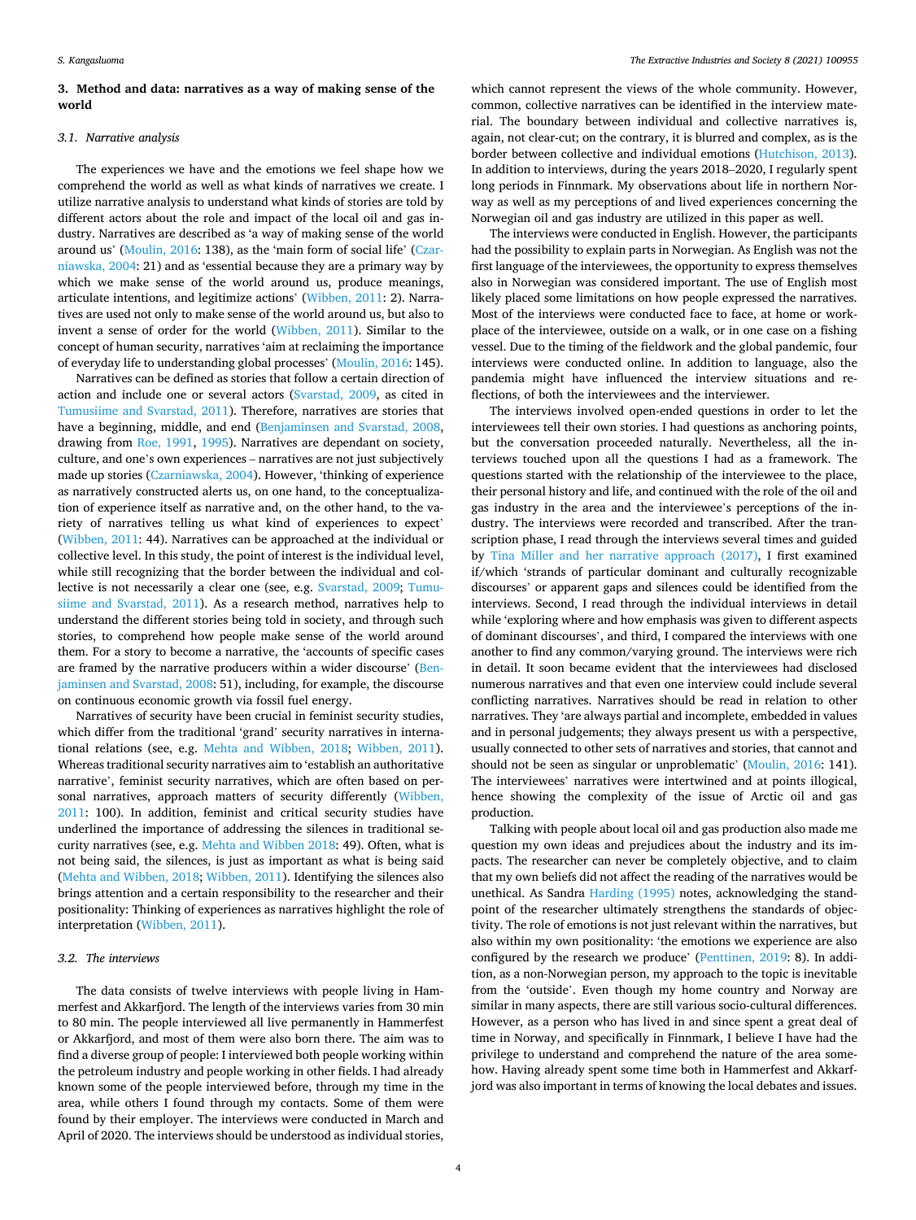## 3. Method and data: narratives as a way of making sense of the world

### 3.1. Narrative analysis

The experiences we have and the emotions we feel shape how we comprehend the world as well as what kinds of narratives we create. I utilize narrative analysis to understand what kinds of stories are told by different actors about the role and impact of the local oil and gas industry. Narratives are described as 'a way of making sense of the world around us' (Moulin, 2016: 138), as the 'main form of social life' (Czarniawska, 2004: 21) and as 'essential because they are a primary way by which we make sense of the world around us, produce meanings, articulate intentions, and legitimize actions' (Wibben, 2011: 2). Narratives are used not only to make sense of the world around us, but also to invent a sense of order for the world (Wibben, 2011). Similar to the concept of human security, narratives 'aim at reclaiming the importance of everyday life to understanding global processes' (Moulin, 2016: 145).

Narratives can be defined as stories that follow a certain direction of action and include one or several actors (Svarstad, 2009, as cited in Tumusiime and Svarstad, 2011). Therefore, narratives are stories that have a beginning, middle, and end (Benjaminsen and Svarstad, 2008, drawing from Roe, 1991, 1995). Narratives are dependant on society, culture, and one's own experiences – narratives are not just subjectively made up stories (Czarniawska, 2004). However, 'thinking of experience as narratively constructed alerts us, on one hand, to the conceptualization of experience itself as narrative and, on the other hand, to the variety of narratives telling us what kind of experiences to expect' (Wibben, 2011: 44). Narratives can be approached at the individual or collective level. In this study, the point of interest is the individual level, while still recognizing that the border between the individual and collective is not necessarily a clear one (see, e.g. Svarstad, 2009; Tumusiime and Svarstad, 2011). As a research method, narratives help to understand the different stories being told in society, and through such stories, to comprehend how people make sense of the world around them. For a story to become a narrative, the 'accounts of specific cases are framed by the narrative producers within a wider discourse' (Benjaminsen and Svarstad, 2008: 51), including, for example, the discourse on continuous economic growth via fossil fuel energy.

Narratives of security have been crucial in feminist security studies, which differ from the traditional 'grand' security narratives in international relations (see, e.g. Mehta and Wibben, 2018; Wibben, 2011). Whereas traditional security narratives aim to 'establish an authoritative narrative', feminist security narratives, which are often based on personal narratives, approach matters of security differently (Wibben, 2011: 100). In addition, feminist and critical security studies have underlined the importance of addressing the silences in traditional security narratives (see, e.g. Mehta and Wibben 2018: 49). Often, what is not being said, the silences, is just as important as what is being said (Mehta and Wibben, 2018; Wibben, 2011). Identifying the silences also brings attention and a certain responsibility to the researcher and their positionality: Thinking of experiences as narratives highlight the role of interpretation (Wibben, 2011).

### 3.2. The interviews

The data consists of twelve interviews with people living in Hammerfest and Akkarfjord. The length of the interviews varies from 30 min to 80 min. The people interviewed all live permanently in Hammerfest or Akkarfjord, and most of them were also born there. The aim was to find a diverse group of people: I interviewed both people working within the petroleum industry and people working in other fields. I had already known some of the people interviewed before, through my time in the area, while others I found through my contacts. Some of them were found by their employer. The interviews were conducted in March and April of 2020. The interviews should be understood as individual stories, which cannot represent the views of the whole community. However, common, collective narratives can be identified in the interview material. The boundary between individual and collective narratives is, again, not clear-cut; on the contrary, it is blurred and complex, as is the border between collective and individual emotions (Hutchison, 2013). In addition to interviews, during the years 2018–2020, I regularly spent long periods in Finnmark. My observations about life in northern Norway as well as my perceptions of and lived experiences concerning the Norwegian oil and gas industry are utilized in this paper as well.

The interviews were conducted in English. However, the participants had the possibility to explain parts in Norwegian. As English was not the first language of the interviewees, the opportunity to express themselves also in Norwegian was considered important. The use of English most likely placed some limitations on how people expressed the narratives. Most of the interviews were conducted face to face, at home or workplace of the interviewee, outside on a walk, or in one case on a fishing vessel. Due to the timing of the fieldwork and the global pandemic, four interviews were conducted online. In addition to language, also the pandemia might have influenced the interview situations and reflections, of both the interviewees and the interviewer.

The interviews involved open-ended questions in order to let the interviewees tell their own stories. I had questions as anchoring points, but the conversation proceeded naturally. Nevertheless, all the interviews touched upon all the questions I had as a framework. The questions started with the relationship of the interviewee to the place, their personal history and life, and continued with the role of the oil and gas industry in the area and the interviewee's perceptions of the industry. The interviews were recorded and transcribed. After the transcription phase, I read through the interviews several times and guided by Tina Miller and her narrative approach (2017), I first examined if/which 'strands of particular dominant and culturally recognizable discourses' or apparent gaps and silences could be identified from the interviews. Second, I read through the individual interviews in detail while 'exploring where and how emphasis was given to different aspects of dominant discourses', and third, I compared the interviews with one another to find any common/varying ground. The interviews were rich in detail. It soon became evident that the interviewees had disclosed numerous narratives and that even one interview could include several conflicting narratives. Narratives should be read in relation to other narratives. They 'are always partial and incomplete, embedded in values and in personal judgements; they always present us with a perspective, usually connected to other sets of narratives and stories, that cannot and should not be seen as singular or unproblematic' (Moulin, 2016: 141). The interviewees' narratives were intertwined and at points illogical, hence showing the complexity of the issue of Arctic oil and gas production.

Talking with people about local oil and gas production also made me question my own ideas and prejudices about the industry and its impacts. The researcher can never be completely objective, and to claim that my own beliefs did not affect the reading of the narratives would be unethical. As Sandra Harding (1995) notes, acknowledging the standpoint of the researcher ultimately strengthens the standards of objectivity. The role of emotions is not just relevant within the narratives, but also within my own positionality: 'the emotions we experience are also configured by the research we produce' (Penttinen, 2019: 8). In addition, as a non-Norwegian person, my approach to the topic is inevitable from the 'outside'. Even though my home country and Norway are similar in many aspects, there are still various socio-cultural differences. However, as a person who has lived in and since spent a great deal of time in Norway, and specifically in Finnmark, I believe I have had the privilege to understand and comprehend the nature of the area somehow. Having already spent some time both in Hammerfest and Akkarfjord was also important in terms of knowing the local debates and issues.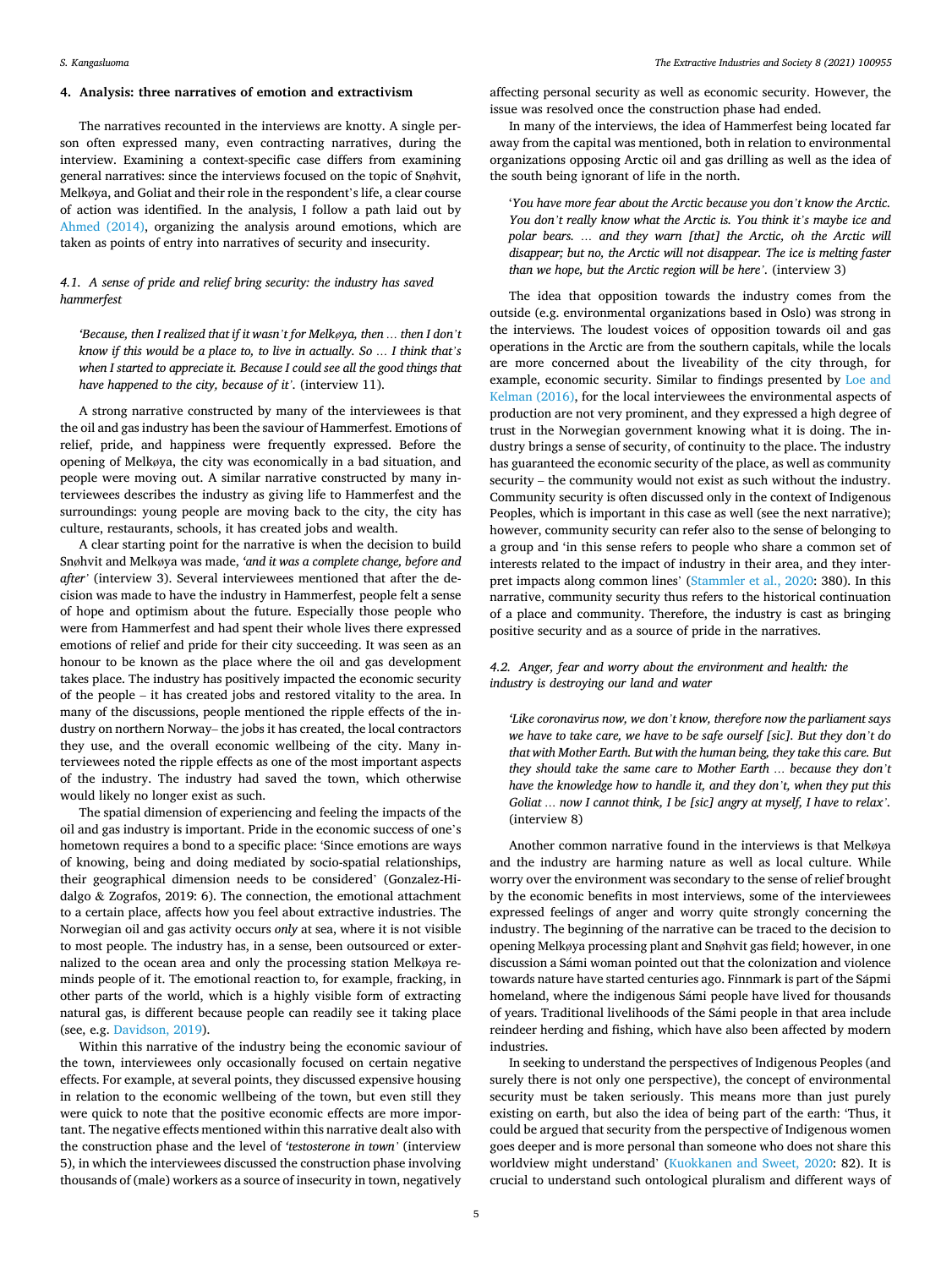## 4. Analysis: three narratives of emotion and extractivism

The narratives recounted in the interviews are knotty. A single person often expressed many, even contracting narratives, during the interview. Examining a context-specific case differs from examining general narratives: since the interviews focused on the topic of Snøhvit, Melkøya, and Goliat and their role in the respondent's life, a clear course of action was identified. In the analysis, I follow a path laid out by Ahmed (2014), organizing the analysis around emotions, which are taken as points of entry into narratives of security and insecurity.

### 4.1. A sense of pride and relief bring security: the industry has saved hammerfest

*'Because, then I realized that if it wasn't for Melkøya, then … then I don't know if this would be a place to, to live in actually. So … I think that's when I started to appreciate it. Because I could see all the good things that have happened to the city, because of it'.* (interview 11).

A strong narrative constructed by many of the interviewees is that the oil and gas industry has been the saviour of Hammerfest. Emotions of relief, pride, and happiness were frequently expressed. Before the opening of Melkøya, the city was economically in a bad situation, and people were moving out. A similar narrative constructed by many interviewees describes the industry as giving life to Hammerfest and the surroundings: young people are moving back to the city, the city has culture, restaurants, schools, it has created jobs and wealth.

A clear starting point for the narrative is when the decision to build Snøhvit and Melkøya was made, *'and it was a complete change, before and after'* (interview 3). Several interviewees mentioned that after the decision was made to have the industry in Hammerfest, people felt a sense of hope and optimism about the future. Especially those people who were from Hammerfest and had spent their whole lives there expressed emotions of relief and pride for their city succeeding. It was seen as an honour to be known as the place where the oil and gas development takes place. The industry has positively impacted the economic security of the people – it has created jobs and restored vitality to the area. In many of the discussions, people mentioned the ripple effects of the industry on northern Norway– the jobs it has created, the local contractors they use, and the overall economic wellbeing of the city. Many interviewees noted the ripple effects as one of the most important aspects of the industry. The industry had saved the town, which otherwise would likely no longer exist as such.

The spatial dimension of experiencing and feeling the impacts of the oil and gas industry is important. Pride in the economic success of one's hometown requires a bond to a specific place: 'Since emotions are ways of knowing, being and doing mediated by socio-spatial relationships, their geographical dimension needs to be considered' (Gonzalez-Hidalgo & Zografos, 2019: 6). The connection, the emotional attachment to a certain place, affects how you feel about extractive industries. The Norwegian oil and gas activity occurs *only* at sea, where it is not visible to most people. The industry has, in a sense, been outsourced or externalized to the ocean area and only the processing station Melkøya reminds people of it. The emotional reaction to, for example, fracking, in other parts of the world, which is a highly visible form of extracting natural gas, is different because people can readily see it taking place (see, e.g. Davidson, 2019).

Within this narrative of the industry being the economic saviour of the town, interviewees only occasionally focused on certain negative effects. For example, at several points, they discussed expensive housing in relation to the economic wellbeing of the town, but even still they were quick to note that the positive economic effects are more important. The negative effects mentioned within this narrative dealt also with the construction phase and the level of *'testosterone in town'* (interview 5), in which the interviewees discussed the construction phase involving thousands of (male) workers as a source of insecurity in town, negatively affecting personal security as well as economic security. However, the issue was resolved once the construction phase had ended.

In many of the interviews, the idea of Hammerfest being located far away from the capital was mentioned, both in relation to environmental organizations opposing Arctic oil and gas drilling as well as the idea of the south being ignorant of life in the north.

> '*You have more fear about the Arctic because you don't know the Arctic. You don't really know what the Arctic is. You think it's maybe ice and polar bears. … and they warn [that] the Arctic, oh the Arctic will disappear; but no, the Arctic will not disappear. The ice is melting faster than we hope, but the Arctic region will be here*'. (interview 3)

The idea that opposition towards the industry comes from the outside (e.g. environmental organizations based in Oslo) was strong in the interviews. The loudest voices of opposition towards oil and gas operations in the Arctic are from the southern capitals, while the locals are more concerned about the liveability of the city through, for example, economic security. Similar to findings presented by Loe and Kelman (2016), for the local interviewees the environmental aspects of production are not very prominent, and they expressed a high degree of trust in the Norwegian government knowing what it is doing. The industry brings a sense of security, of continuity to the place. The industry has guaranteed the economic security of the place, as well as community security – the community would not exist as such without the industry. Community security is often discussed only in the context of Indigenous Peoples, which is important in this case as well (see the next narrative); however, community security can refer also to the sense of belonging to a group and 'in this sense refers to people who share a common set of interests related to the impact of industry in their area, and they interpret impacts along common lines' (Stammler et al., 2020: 380). In this narrative, community security thus refers to the historical continuation of a place and community. Therefore, the industry is cast as bringing positive security and as a source of pride in the narratives.

### 4.2. Anger, fear and worry about the environment and health: the industry is destroying our land and water

> *'Like coronavirus now, we don't know, therefore now the parliament says we have to take care, we have to be safe ourself [sic]. But they don't do that with Mother Earth. But with the human being, they take this care. But they should take the same care to Mother Earth … because they don't have the knowledge how to handle it, and they don't, when they put this Goliat … now I cannot think, I be [sic] angry at myself, I have to relax'.* (interview 8)

Another common narrative found in the interviews is that Melkøya and the industry are harming nature as well as local culture. While worry over the environment was secondary to the sense of relief brought by the economic benefits in most interviews, some of the interviewees expressed feelings of anger and worry quite strongly concerning the industry. The beginning of the narrative can be traced to the decision to opening Melkøya processing plant and Snøhvit gas field; however, in one discussion a Sámi woman pointed out that the colonization and violence towards nature have started centuries ago. Finnmark is part of the Sápmi homeland, where the indigenous Sámi people have lived for thousands of years. Traditional livelihoods of the Sámi people in that area include reindeer herding and fishing, which have also been affected by modern industries.

In seeking to understand the perspectives of Indigenous Peoples (and surely there is not only one perspective), the concept of environmental security must be taken seriously. This means more than just purely existing on earth, but also the idea of being part of the earth: 'Thus, it could be argued that security from the perspective of Indigenous women goes deeper and is more personal than someone who does not share this worldview might understand' (Kuokkanen and Sweet, 2020: 82). It is crucial to understand such ontological pluralism and different ways of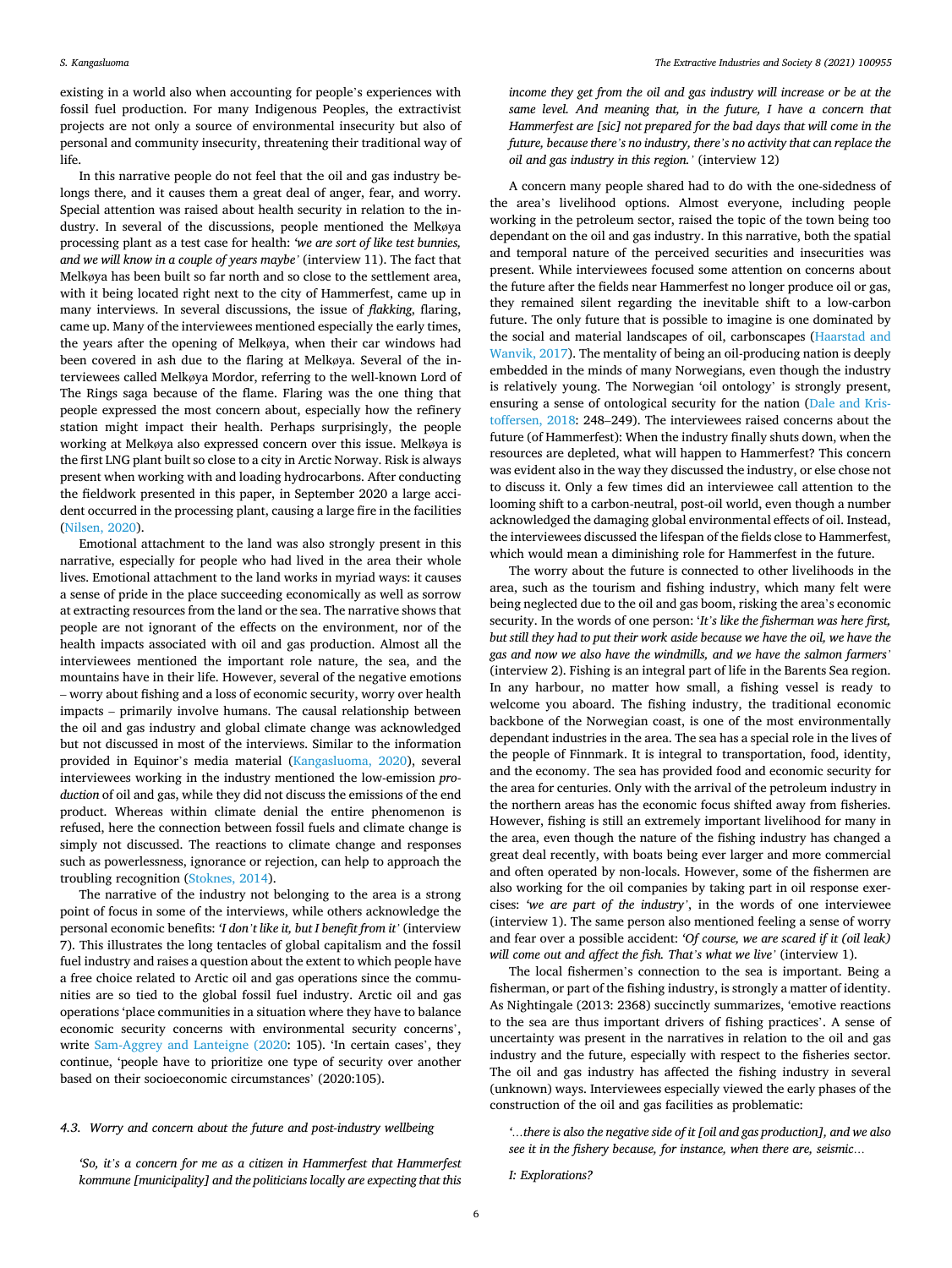existing in a world also when accounting for people's experiences with fossil fuel production. For many Indigenous Peoples, the extractivist projects are not only a source of environmental insecurity but also of personal and community insecurity, threatening their traditional way of life.

In this narrative people do not feel that the oil and gas industry belongs there, and it causes them a great deal of anger, fear, and worry. Special attention was raised about health security in relation to the industry. In several of the discussions, people mentioned the Melkøya processing plant as a test case for health: *'we are sort of like test bunnies, and we will know in a couple of years maybe'* (interview 11). The fact that Melkøya has been built so far north and so close to the settlement area, with it being located right next to the city of Hammerfest, came up in many interviews. In several discussions, the issue of *flakking*, flaring, came up. Many of the interviewees mentioned especially the early times, the years after the opening of Melkøya, when their car windows had been covered in ash due to the flaring at Melkøya. Several of the interviewees called Melkøya Mordor, referring to the well-known Lord of The Rings saga because of the flame. Flaring was the one thing that people expressed the most concern about, especially how the refinery station might impact their health. Perhaps surprisingly, the people working at Melkøya also expressed concern over this issue. Melkøya is the first LNG plant built so close to a city in Arctic Norway. Risk is always present when working with and loading hydrocarbons. After conducting the fieldwork presented in this paper, in September 2020 a large accident occurred in the processing plant, causing a large fire in the facilities (Nilsen, 2020).

Emotional attachment to the land was also strongly present in this narrative, especially for people who had lived in the area their whole lives. Emotional attachment to the land works in myriad ways: it causes a sense of pride in the place succeeding economically as well as sorrow at extracting resources from the land or the sea. The narrative shows that people are not ignorant of the effects on the environment, nor of the health impacts associated with oil and gas production. Almost all the interviewees mentioned the important role nature, the sea, and the mountains have in their life. However, several of the negative emotions – worry about fishing and a loss of economic security, worry over health impacts – primarily involve humans. The causal relationship between the oil and gas industry and global climate change was acknowledged but not discussed in most of the interviews. Similar to the information provided in Equinor's media material (Kangasluoma, 2020), several interviewees working in the industry mentioned the low-emission *production* of oil and gas, while they did not discuss the emissions of the end product. Whereas within climate denial the entire phenomenon is refused, here the connection between fossil fuels and climate change is simply not discussed. The reactions to climate change and responses such as powerlessness, ignorance or rejection, can help to approach the troubling recognition (Stoknes, 2014).

The narrative of the industry not belonging to the area is a strong point of focus in some of the interviews, while others acknowledge the potential economic benefits: *'I don't like it, but I benefit from it'* (interview 7). This illustrates the long tentacles of global capitalism and the fossil fuel industry and raises a question about the extent to which people have a free choice related to Arctic oil and gas operations since the communities are so tied to the global fossil fuel industry. Arctic oil and gas operations 'place communities in a situation where they have to balance economic security concerns with environmental security concerns', write Sam-Aggrey and Lanteigne (2020: 105). 'In certain cases', they continue, 'people have to prioritize one type of security over another based on their socioeconomic circumstances' (2020:105).

### 4.3. Worry and concern about the future and post-industry wellbeing

*'So, it's a concern for me as a citizen in Hammerfest that Hammerfest kommune [municipality] and the politicians locally are expecting that this income they get from the oil and gas industry will increase or be at the same level. And meaning that, in the future, I have a concern that Hammerfest are [sic] not prepared for the bad days that will come in the future, because there's no industry, there's no activity that can replace the oil and gas industry in this region.'* (interview 12)

A concern many people shared had to do with the one-sidedness of the area's livelihood options. Almost everyone, including people working in the petroleum sector, raised the topic of the town being too dependant on the oil and gas industry. In this narrative, both the spatial and temporal nature of the perceived securities and insecurities was present. While interviewees focused some attention on concerns about the future after the fields near Hammerfest no longer produce oil or gas, they remained silent regarding the inevitable shift to a low-carbon future. The only future that is possible to imagine is one dominated by the social and material landscapes of oil, carbonscapes (Haarstad and Wanvik, 2017). The mentality of being an oil-producing nation is deeply embedded in the minds of many Norwegians, even though the industry is relatively young. The Norwegian 'oil ontology' is strongly present, ensuring a sense of ontological security for the nation (Dale and Kristoffersen, 2018: 248–249). The interviewees raised concerns about the future (of Hammerfest): When the industry finally shuts down, when the resources are depleted, what will happen to Hammerfest? This concern was evident also in the way they discussed the industry, or else chose not to discuss it. Only a few times did an interviewee call attention to the looming shift to a carbon-neutral, post-oil world, even though a number acknowledged the damaging global environmental effects of oil. Instead, the interviewees discussed the lifespan of the fields close to Hammerfest, which would mean a diminishing role for Hammerfest in the future.

The worry about the future is connected to other livelihoods in the area, such as the tourism and fishing industry, which many felt were being neglected due to the oil and gas boom, risking the area's economic security. In the words of one person: '*It's like the fisherman was here first, but still they had to put their work aside because we have the oil, we have the gas and now we also have the windmills, and we have the salmon farmers'* (interview 2). Fishing is an integral part of life in the Barents Sea region. In any harbour, no matter how small, a fishing vessel is ready to welcome you aboard. The fishing industry, the traditional economic backbone of the Norwegian coast, is one of the most environmentally dependant industries in the area. The sea has a special role in the lives of the people of Finnmark. It is integral to transportation, food, identity, and the economy. The sea has provided food and economic security for the area for centuries. Only with the arrival of the petroleum industry in the northern areas has the economic focus shifted away from fisheries. However, fishing is still an extremely important livelihood for many in the area, even though the nature of the fishing industry has changed a great deal recently, with boats being ever larger and more commercial and often operated by non-locals. However, some of the fishermen are also working for the oil companies by taking part in oil response exercises: *'we are part of the industry'*, in the words of one interviewee (interview 1). The same person also mentioned feeling a sense of worry and fear over a possible accident: *'Of course, we are scared if it (oil leak) will come out and affect the fish. That's what we live'* (interview 1).

The local fishermen's connection to the sea is important. Being a fisherman, or part of the fishing industry, is strongly a matter of identity. As Nightingale (2013: 2368) succinctly summarizes, 'emotive reactions to the sea are thus important drivers of fishing practices'. A sense of uncertainty was present in the narratives in relation to the oil and gas industry and the future, especially with respect to the fisheries sector. The oil and gas industry has affected the fishing industry in several (unknown) ways. Interviewees especially viewed the early phases of the construction of the oil and gas facilities as problematic:

*'…there is also the negative side of it [oil and gas production], and we also see it in the fishery because, for instance, when there are, seismic…*

*I: Explorations?*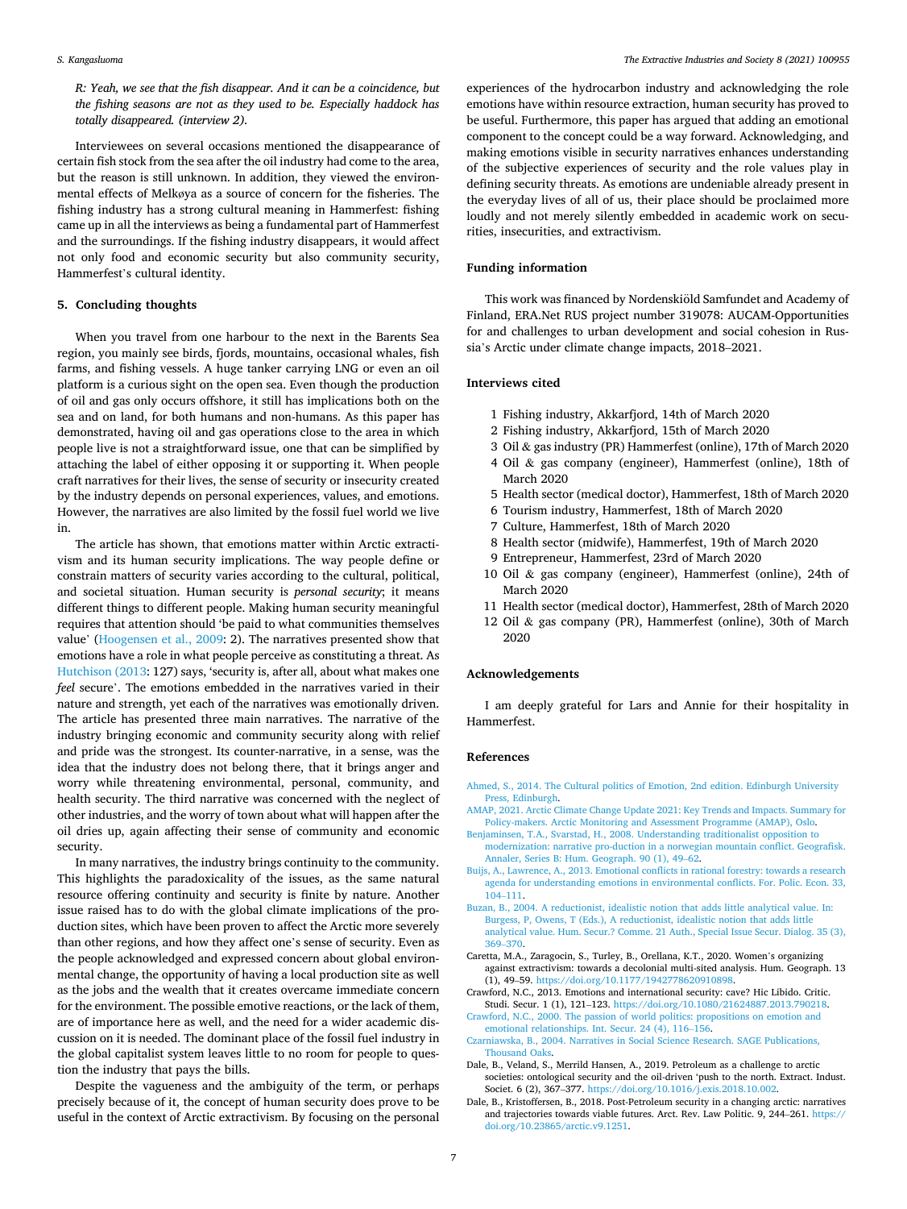*R: Yeah, we see that the fish disappear. And it can be a coincidence, but the fishing seasons are not as they used to be. Especially haddock has totally disappeared. (interview 2).*

Interviewees on several occasions mentioned the disappearance of certain fish stock from the sea after the oil industry had come to the area, but the reason is still unknown. In addition, they viewed the environmental effects of Melkøya as a source of concern for the fisheries. The fishing industry has a strong cultural meaning in Hammerfest: fishing came up in all the interviews as being a fundamental part of Hammerfest and the surroundings. If the fishing industry disappears, it would affect not only food and economic security but also community security, Hammerfest's cultural identity.

## 5. Concluding thoughts

When you travel from one harbour to the next in the Barents Sea region, you mainly see birds, fjords, mountains, occasional whales, fish farms, and fishing vessels. A huge tanker carrying LNG or even an oil platform is a curious sight on the open sea. Even though the production of oil and gas only occurs offshore, it still has implications both on the sea and on land, for both humans and non-humans. As this paper has demonstrated, having oil and gas operations close to the area in which people live is not a straightforward issue, one that can be simplified by attaching the label of either opposing it or supporting it. When people craft narratives for their lives, the sense of security or insecurity created by the industry depends on personal experiences, values, and emotions. However, the narratives are also limited by the fossil fuel world we live in.

The article has shown, that emotions matter within Arctic extractivism and its human security implications. The way people define or constrain matters of security varies according to the cultural, political, and societal situation. Human security is *personal security*; it means different things to different people. Making human security meaningful requires that attention should 'be paid to what communities themselves value' (Hoogensen et al., 2009: 2). The narratives presented show that emotions have a role in what people perceive as constituting a threat. As Hutchison (2013: 127) says, 'security is, after all, about what makes one *feel* secure'. The emotions embedded in the narratives varied in their nature and strength, yet each of the narratives was emotionally driven. The article has presented three main narratives. The narrative of the industry bringing economic and community security along with relief and pride was the strongest. Its counter-narrative, in a sense, was the idea that the industry does not belong there, that it brings anger and worry while threatening environmental, personal, community, and health security. The third narrative was concerned with the neglect of other industries, and the worry of town about what will happen after the oil dries up, again affecting their sense of community and economic security.

In many narratives, the industry brings continuity to the community. This highlights the paradoxicality of the issues, as the same natural resource offering continuity and security is finite by nature. Another issue raised has to do with the global climate implications of the production sites, which have been proven to affect the Arctic more severely than other regions, and how they affect one's sense of security. Even as the people acknowledged and expressed concern about global environmental change, the opportunity of having a local production site as well as the jobs and the wealth that it creates overcame immediate concern for the environment. The possible emotive reactions, or the lack of them, are of importance here as well, and the need for a wider academic discussion on it is needed. The dominant place of the fossil fuel industry in the global capitalist system leaves little to no room for people to question the industry that pays the bills.

Despite the vagueness and the ambiguity of the term, or perhaps precisely because of it, the concept of human security does prove to be useful in the context of Arctic extractivism. By focusing on the personal experiences of the hydrocarbon industry and acknowledging the role emotions have within resource extraction, human security has proved to be useful. Furthermore, this paper has argued that adding an emotional component to the concept could be a way forward. Acknowledging, and making emotions visible in security narratives enhances understanding of the subjective experiences of security and the role values play in defining security threats. As emotions are undeniable already present in the everyday lives of all of us, their place should be proclaimed more loudly and not merely silently embedded in academic work on securities, insecurities, and extractivism.

## Funding information

This work was financed by Nordenskiöld Samfundet and Academy of Finland, ERA.Net RUS project number 319078: AUCAM-Opportunities for and challenges to urban development and social cohesion in Russia's Arctic under climate change impacts, 2018–2021.

## Interviews cited

1 Fishing industry, Akkarfjord, 14th of March 2020
2 Fishing industry, Akkarfjord, 15th of March 2020
3 Oil & gas industry (PR) Hammerfest (online), 17th of March 2020
4 Oil & gas company (engineer), Hammerfest (online), 18th of March 2020
5 Health sector (medical doctor), Hammerfest, 18th of March 2020
6 Tourism industry, Hammerfest, 18th of March 2020
7 Culture, Hammerfest, 18th of March 2020
8 Health sector (midwife), Hammerfest, 19th of March 2020
9 Entrepreneur, Hammerfest, 23rd of March 2020
10 Oil & gas company (engineer), Hammerfest (online), 24th of March 2020
11 Health sector (medical doctor), Hammerfest, 28th of March 2020
12 Oil & gas company (PR), Hammerfest (online), 30th of March 2020

## Acknowledgements

I am deeply grateful for Lars and Annie for their hospitality in Hammerfest.

## References

Ahmed, S., 2014. The Cultural politics of Emotion, 2nd edition. Edinburgh University Press, Edinburgh.

AMAP, 2021. Arctic Climate Change Update 2021: Key Trends and Impacts. Summary for Policy-makers. Arctic Monitoring and Assessment Programme (AMAP), Oslo.

Benjaminsen, T.A., Svarstad, H., 2008. Understanding traditionalist opposition to modernization: narrative pro-duction in a norwegian mountain conflict. Geografisk. Annaler, Series B: Hum. Geograph. 90 (1), 49–62.

Buijs, A., Lawrence, A., 2013. Emotional conflicts in rational forestry: towards a research agenda for understanding emotions in environmental conflicts. For. Polic. Econ. 33, 104–111.

Buzan, B., 2004. A reductionist, idealistic notion that adds little analytical value. In: Burgess, P, Owens, T (Eds.), A reductionist, idealistic notion that adds little analytical value. Hum. Secur.? Comme. 21 Auth., Special Issue Secur. Dialog. 35 (3), 369–370.

Caretta, M.A., Zaragocin, S., Turley, B., Orellana, K.T., 2020. Women's organizing against extractivism: towards a decolonial multi-sited analysis. Hum. Geograph. 13 (1), 49–59. https://doi.org/10.1177/1942778620910898.

Crawford, N.C., 2013. Emotions and international security: cave? Hic Libido. Critic. Studi. Secur. 1 (1), 121–123. https://doi.org/10.1080/21624887.2013.790218.

Crawford, N.C., 2000. The passion of world politics: propositions on emotion and emotional relationships. Int. Secur. 24 (4), 116–156.

Czarniawska, B., 2004. Narratives in Social Science Research. SAGE Publications, Thousand Oaks.

Dale, B., Veland, S., Merrild Hansen, A., 2019. Petroleum as a challenge to arctic societies: ontological security and the oil-driven 'push to the north. Extract. Indust. Societ. 6 (2), 367–377. https://doi.org/10.1016/j.exis.2018.10.002.

Dale, B., Kristoffersen, B., 2018. Post-Petroleum security in a changing arctic: narratives and trajectories towards viable futures. Arct. Rev. Law Politic. 9, 244–261. https://doi.org/10.23865/arctic.v9.1251.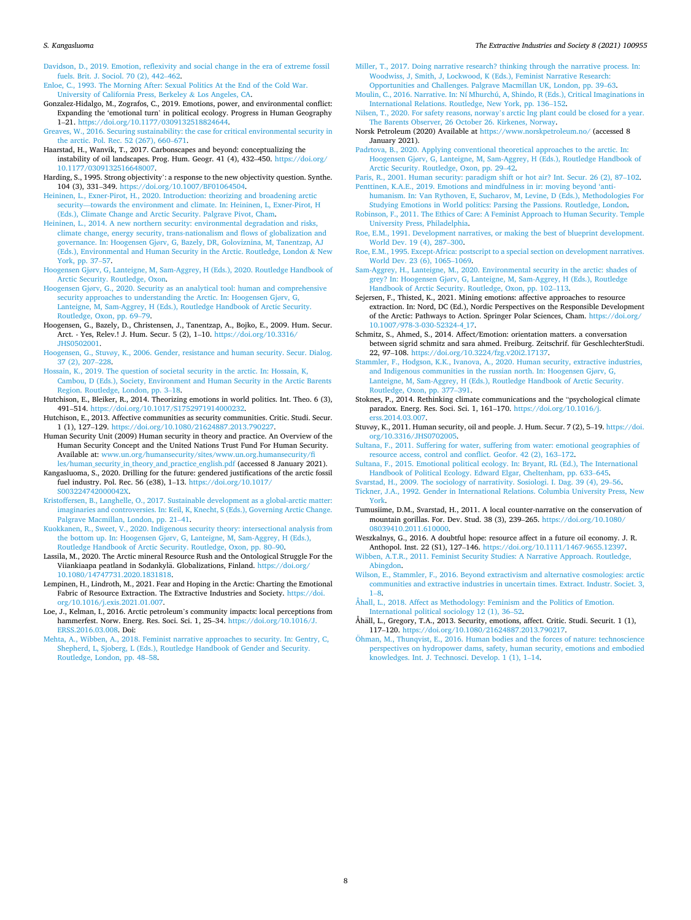Davidson, D., 2019. Emotion, reflexivity and social change in the era of extreme fossil fuels. Brit. J. Sociol. 70 (2), 442–462.

Enloe, C., 1993. The Morning After: Sexual Politics At the End of the Cold War. University of California Press, Berkeley & Los Angeles, CA.

Gonzalez-Hidalgo, M., Zografos, C., 2019. Emotions, power, and environmental conflict: Expanding the 'emotional turn' in political ecology. Progress in Human Geography 1–21. https://doi.org/10.1177/0309132518824644.

Greaves, W., 2016. Securing sustainability: the case for critical environmental security in the arctic. Pol. Rec. 52 (267), 660–671.

Haarstad, H., Wanvik, T., 2017. Carbonscapes and beyond: conceptualizing the instability of oil landscapes. Prog. Hum. Geogr. 41 (4), 432–450. https://doi.org/10.1177/0309132516648007.

Harding, S., 1995. Strong objectivity': a response to the new objectivity question. Synthe. 104 (3), 331–349. https://doi.org/10.1007/BF01064504.

Heininen, L., Exner-Pirot, H., 2020. Introduction: theorizing and broadening arctic security—towards the environment and climate. In: Heininen, L, Exner-Pirot, H (Eds.), Climate Change and Arctic Security. Palgrave Pivot, Cham.

Heininen, L., 2014. A new northern security: environmental degradation and risks, climate change, energy security, trans-nationalism and flows of globalization and governance. In: Hoogensen Gjørv, G, Bazely, DR, Goloviznina, M, Tanentzap, AJ (Eds.), Environmental and Human Security in the Arctic. Routledge, London & New York, pp. 37–57.

Hoogensen Gjørv, G, Lanteigne, M, Sam-Aggrey, H (Eds.), 2020. Routledge Handbook of Arctic Security. Routledge, Oxon.

Hoogensen Gjørv, G., 2020. Security as an analytical tool: human and comprehensive security approaches to understanding the Arctic. In: Hoogensen Gjørv, G, Lanteigne, M, Sam-Aggrey, H (Eds.), Routledge Handbook of Arctic Security. Routledge, Oxon, pp. 69–79.

Hoogensen, G., Bazely, D., Christensen, J., Tanentzap, A., Bojko, E., 2009. Hum. Secur. Arct. - Yes, Relev.! J. Hum. Secur. 5 (2), 1–10. https://doi.org/10.3316/JHS0502001.

Hoogensen, G., Stuvøy, K., 2006. Gender, resistance and human security. Secur. Dialog. 37 (2), 207–228.

Hossain, K., 2019. The question of societal security in the arctic. In: Hossain, K, Cambou, D (Eds.), Society, Environment and Human Security in the Arctic Barents Region. Routledge, London, pp. 3–18.

Hutchison, E., Bleiker, R., 2014. Theorizing emotions in world politics. Int. Theo. 6 (3), 491–514. https://doi.org/10.1017/S1752971914000232.

Hutchison, E., 2013. Affective communities as security communities. Critic. Studi. Secur. 1 (1), 127–129. https://doi.org/10.1080/21624887.2013.790227.

Human Security Unit (2009) Human security in theory and practice. An Overview of the Human Security Concept and the United Nations Trust Fund For Human Security. Available at: www.un.org/humansecurity/sites/www.un.org.humansecurity/files/human_security_in_theory_and_practice_english.pdf (accessed 8 January 2021).

Kangasluoma, S., 2020. Drilling for the future: gendered justifications of the arctic fossil fuel industry. Pol. Rec. 56 (e38), 1–13. https://doi.org/10.1017/S003224742000042X.

Kristoffersen, B., Langhelle, O., 2017. Sustainable development as a global-arctic matter: imaginaries and controversies. In: Keil, K, Knecht, S (Eds.), Governing Arctic Change. Palgrave Macmillan, London, pp. 21–41.

Kuokkanen, R., Sweet, V., 2020. Indigenous security theory: intersectional analysis from the bottom up. In: Hoogensen Gjørv, G, Lanteigne, M, Sam-Aggrey, H (Eds.), Routledge Handbook of Arctic Security. Routledge, Oxon, pp. 80–90.

Lassila, M., 2020. The Arctic mineral Resource Rush and the Ontological Struggle For the Viiankiaapa peatland in Sodankylä. Globalizations, Finland. https://doi.org/10.1080/14747731.2020.1831818.

Lempinen, H., Lindroth, M., 2021. Fear and Hoping in the Arctic: Charting the Emotional Fabric of Resource Extraction. The Extractive Industries and Society. https://doi.org/10.1016/j.exis.2021.01.007.

Loe, J., Kelman, I., 2016. Arctic petroleum's community impacts: local perceptions from hammerfest. Norw. Energ. Res. Soci. Sci. 1, 25–34. https://doi.org/10.1016/J.ERSS.2016.03.008. Doi:

Mehta, A., Wibben, A., 2018. Feminist narrative approaches to security. In: Gentry, C, Shepherd, L, Sjoberg, L (Eds.), Routledge Handbook of Gender and Security. Routledge, London, pp. 48–58.

Miller, T., 2017. Doing narrative research? thinking through the narrative process. In: Woodwiss, J, Smith, J, Lockwood, K (Eds.), Feminist Narrative Research: Opportunities and Challenges. Palgrave Macmillan UK, London, pp. 39–63.

Moulin, C., 2016. Narrative. In: Ní Mhurchú, A, Shindo, R (Eds.), Critical Imaginations in International Relations. Routledge, New York, pp. 136–152.

Nilsen, T., 2020. For safety reasons, norway's arctic lng plant could be closed for a year. The Barents Observer, 26 October 26. Kirkenes, Norway.

Norsk Petroleum (2020) Available at https://www.norskpetroleum.no/ (accessed 8 January 2021).

Padrtova, B., 2020. Applying conventional theoretical approaches to the arctic. In: Hoogensen Gjørv, G, Lanteigne, M, Sam-Aggrey, H (Eds.), Routledge Handbook of Arctic Security. Routledge, Oxon, pp. 29–42.

Paris, R., 2001. Human security: paradigm shift or hot air? Int. Secur. 26 (2), 87–102.

Penttinen, K.A.E., 2019. Emotions and mindfulness in ir: moving beyond 'anti-humanism. In: Van Rythoven, E, Sucharov, M, Levine, D (Eds.), Methodologies For Studying Emotions in World politics: Parsing the Passions. Routledge, London.

Robinson, F., 2011. The Ethics of Care: A Feminist Approach to Human Security. Temple University Press, Philadelphia.

Roe, E.M., 1991. Development narratives, or making the best of blueprint development. World Dev. 19 (4), 287–300.

Roe, E.M., 1995. Except-Africa: postscript to a special section on development narratives. World Dev. 23 (6), 1065–1069.

Sam-Aggrey, H., Lanteigne, M., 2020. Environmental security in the arctic: shades of grey? In: Hoogensen Gjørv, G, Lanteigne, M, Sam-Aggrey, H (Eds.), Routledge Handbook of Arctic Security. Routledge, Oxon, pp. 102–113.

Sejersen, F., Thisted, K., 2021. Mining emotions: affective approaches to resource extraction. In: Nord, DC (Ed.), Nordic Perspectives on the Responsible Development of the Arctic: Pathways to Action. Springer Polar Sciences, Cham. https://doi.org/10.1007/978-3-030-52324-4_17.

Schmitz, S., Ahmed, S., 2014. Affect/Emotion: orientation matters. a conversation between sigrid schmitz and sara ahmed. Freiburg. Zeitschrif. für GeschlechterStudi. 22, 97–108. https://doi.org/10.3224/fzg.v20i2.17137.

Stammler, F., Hodgson, K.K., Ivanova, A., 2020. Human security, extractive industries, and Indigenous communities in the russian north. In: Hoogensen Gjørv, G, Lanteigne, M, Sam-Aggrey, H (Eds.), Routledge Handbook of Arctic Security. Routledge, Oxon, pp. 377–391.

Stoknes, P., 2014. Rethinking climate communications and the "psychological climate paradox. Energ. Res. Soci. Sci. 1, 161–170. https://doi.org/10.1016/j.erss.2014.03.007.

Stuvøy, K., 2011. Human security, oil and people. J. Hum. Secur. 7 (2), 5–19. https://doi.org/10.3316/JHS0702005.

Sultana, F., 2011. Suffering for water, suffering from water: emotional geographies of resource access, control and conflict. Geofor. 42 (2), 163–172.

Sultana, F., 2015. Emotional political ecology. In: Bryant, RL (Ed.), The International Handbook of Political Ecology. Edward Elgar, Cheltenham, pp. 633–645.

Svarstad, H., 2009. The sociology of narrativity. Sosiologi. I. Dag. 39 (4), 29–56.

Tickner, J.A., 1992. Gender in International Relations. Columbia University Press, New York.

Tumusiime, D.M., Svarstad, H., 2011. A local counter-narrative on the conservation of mountain gorillas. For. Dev. Stud. 38 (3), 239–265. https://doi.org/10.1080/08039410.2011.610000.

Weszkalnys, G., 2016. A doubtful hope: resource affect in a future oil economy. J. R. Anthopol. Inst. 22 (S1), 127–146. https://doi.org/10.1111/1467-9655.12397.

Wibben, A.T.R., 2011. Feminist Security Studies: A Narrative Approach. Routledge, Abingdon.

Wilson, E., Stammler, F., 2016. Beyond extractivism and alternative cosmologies: arctic communities and extractive industries in uncertain times. Extract. Industr. Societ. 3, 1–8.

Åhall, L., 2018. Affect as Methodology: Feminism and the Politics of Emotion. International political sociology 12 (1), 36–52.

Åhäll, L., Gregory, T.A., 2013. Security, emotions, affect. Critic. Studi. Securit. 1 (1), 117–120. https://doi.org/10.1080/21624887.2013.790217.

Öhman, M., Thunqvist, E., 2016. Human bodies and the forces of nature: technoscience perspectives on hydropower dams, safety, human security, emotions and embodied knowledges. Int. J. Technosci. Develop. 1 (1), 1–14.